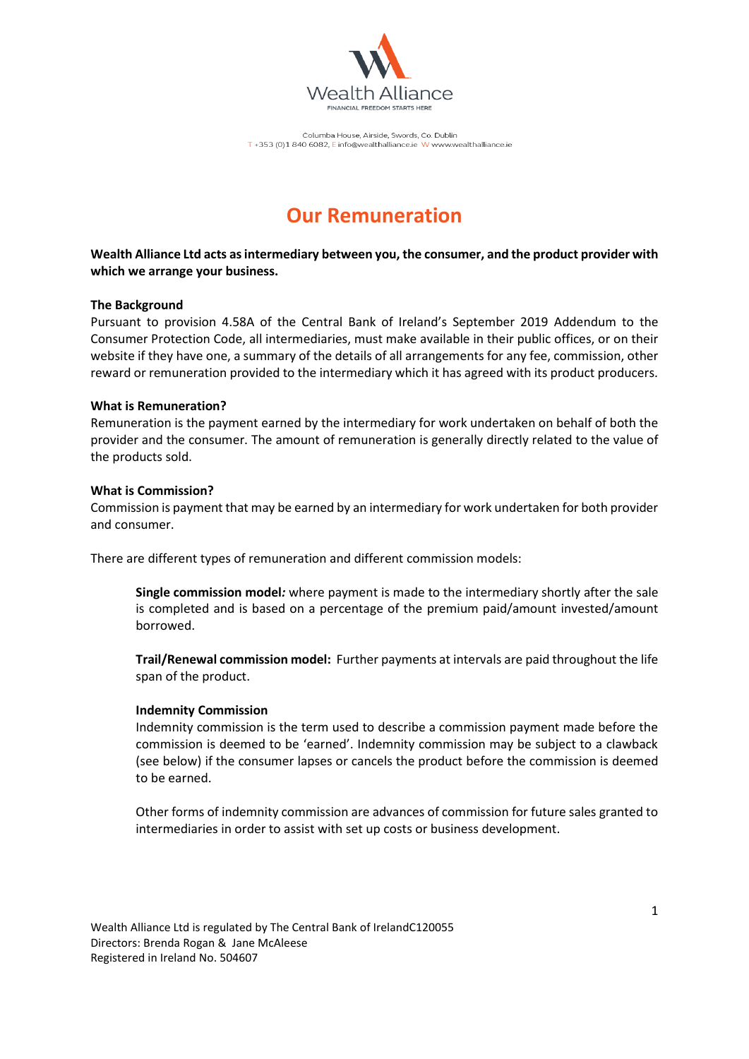Wealth Alliance

FINANCIAL FREEDOM STARTS HERE

Columba House, Airside, Swords, Co. Dublin
T +353 (0)1 840 6082, E info@wealthalliance.ie W www.wealthalliance.ie

# Our Remuneration

**Wealth Alliance Ltd acts as intermediary between you, the consumer, and the product provider with which we arrange your business.**

**The Background**

Pursuant to provision 4.58A of the Central Bank of Ireland's September 2019 Addendum to the Consumer Protection Code, all intermediaries, must make available in their public offices, or on their website if they have one, a summary of the details of all arrangements for any fee, commission, other reward or remuneration provided to the intermediary which it has agreed with its product producers.

**What is Remuneration?**

Remuneration is the payment earned by the intermediary for work undertaken on behalf of both the provider and the consumer. The amount of remuneration is generally directly related to the value of the products sold.

**What is Commission?**

Commission is payment that may be earned by an intermediary for work undertaken for both provider and consumer.

There are different types of remuneration and different commission models:

> **Single commission model***:* where payment is made to the intermediary shortly after the sale is completed and is based on a percentage of the premium paid/amount invested/amount borrowed.
>
> **Trail/Renewal commission model:** Further payments at intervals are paid throughout the life span of the product.
>
> **Indemnity Commission**
> Indemnity commission is the term used to describe a commission payment made before the commission is deemed to be 'earned'. Indemnity commission may be subject to a clawback (see below) if the consumer lapses or cancels the product before the commission is deemed to be earned.
>
> Other forms of indemnity commission are advances of commission for future sales granted to intermediaries in order to assist with set up costs or business development.

Wealth Alliance Ltd is regulated by The Central Bank of IrelandC120055
Directors: Brenda Rogan & Jane McAleese
Registered in Ireland No. 504607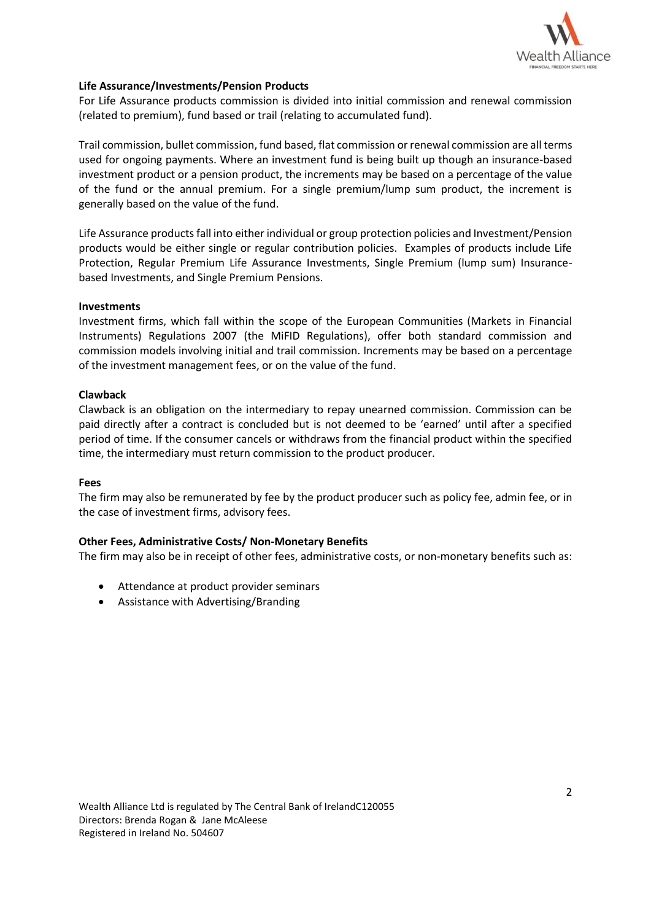**Life Assurance/Investments/Pension Products**

For Life Assurance products commission is divided into initial commission and renewal commission (related to premium), fund based or trail (relating to accumulated fund).

Trail commission, bullet commission, fund based, flat commission or renewal commission are all terms used for ongoing payments. Where an investment fund is being built up though an insurance-based investment product or a pension product, the increments may be based on a percentage of the value of the fund or the annual premium. For a single premium/lump sum product, the increment is generally based on the value of the fund.

Life Assurance products fall into either individual or group protection policies and Investment/Pension products would be either single or regular contribution policies. Examples of products include Life Protection, Regular Premium Life Assurance Investments, Single Premium (lump sum) Insurance-based Investments, and Single Premium Pensions.

**Investments**

Investment firms, which fall within the scope of the European Communities (Markets in Financial Instruments) Regulations 2007 (the MiFID Regulations), offer both standard commission and commission models involving initial and trail commission. Increments may be based on a percentage of the investment management fees, or on the value of the fund.

**Clawback**

Clawback is an obligation on the intermediary to repay unearned commission. Commission can be paid directly after a contract is concluded but is not deemed to be 'earned' until after a specified period of time. If the consumer cancels or withdraws from the financial product within the specified time, the intermediary must return commission to the product producer.

**Fees**

The firm may also be remunerated by fee by the product producer such as policy fee, admin fee, or in the case of investment firms, advisory fees.

**Other Fees, Administrative Costs/ Non-Monetary Benefits**

The firm may also be in receipt of other fees, administrative costs, or non-monetary benefits such as:

- Attendance at product provider seminars
- Assistance with Advertising/Branding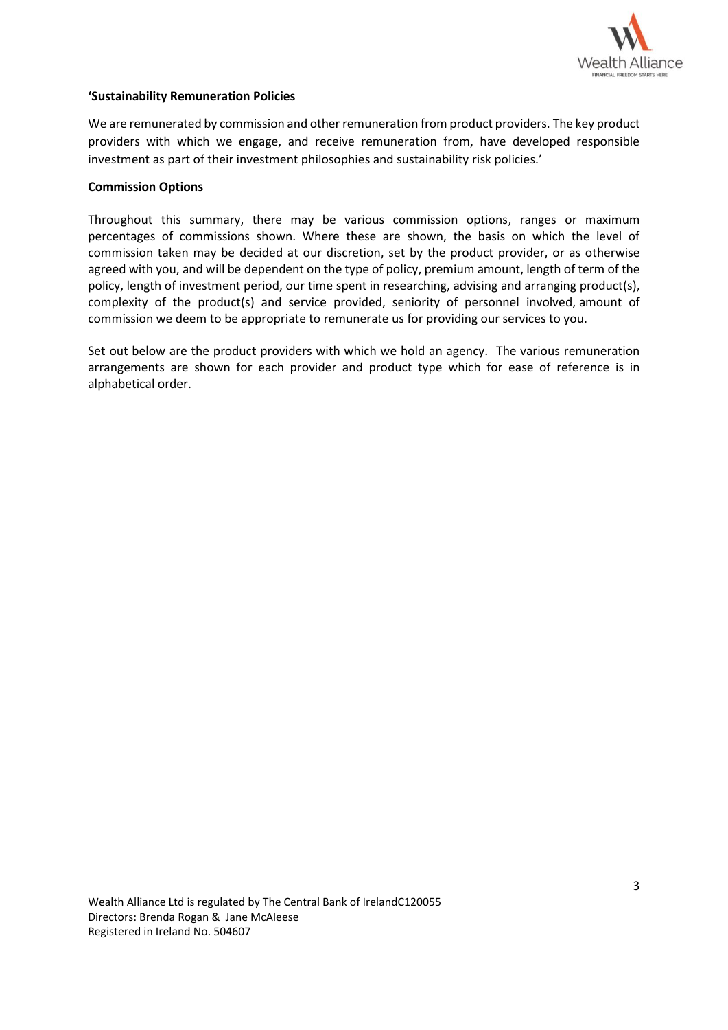**'Sustainability Remuneration Policies**

We are remunerated by commission and other remuneration from product providers. The key product providers with which we engage, and receive remuneration from, have developed responsible investment as part of their investment philosophies and sustainability risk policies.'

**Commission Options**

Throughout this summary, there may be various commission options, ranges or maximum percentages of commissions shown. Where these are shown, the basis on which the level of commission taken may be decided at our discretion, set by the product provider, or as otherwise agreed with you, and will be dependent on the type of policy, premium amount, length of term of the policy, length of investment period, our time spent in researching, advising and arranging product(s), complexity of the product(s) and service provided, seniority of personnel involved, amount of commission we deem to be appropriate to remunerate us for providing our services to you.

Set out below are the product providers with which we hold an agency. The various remuneration arrangements are shown for each provider and product type which for ease of reference is in alphabetical order.

Wealth Alliance Ltd is regulated by The Central Bank of IrelandC120055
Directors: Brenda Rogan & Jane McAleese
Registered in Ireland No. 504607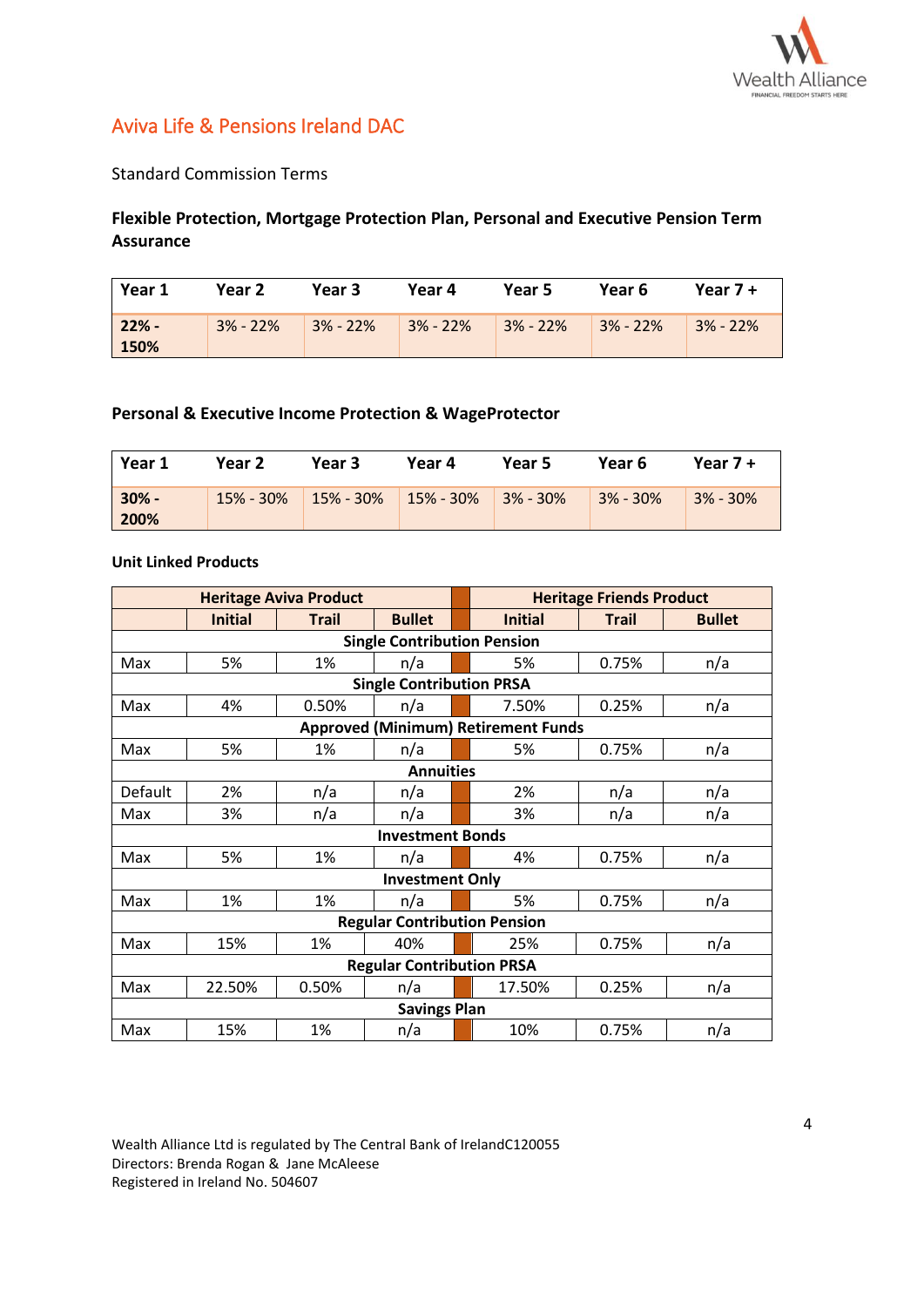## Aviva Life & Pensions Ireland DAC

Standard Commission Terms

### Flexible Protection, Mortgage Protection Plan, Personal and Executive Pension Term Assurance

| Year 1 | Year 2 | Year 3 | Year 4 | Year 5 | Year 6 | Year 7 + |
|---|---|---|---|---|---|---|
| **22% - 150%** | 3% - 22% | 3% - 22% | 3% - 22% | 3% - 22% | 3% - 22% | 3% - 22% |

### Personal & Executive Income Protection & WageProtector

| Year 1 | Year 2 | Year 3 | Year 4 | Year 5 | Year 6 | Year 7 + |
|---|---|---|---|---|---|---|
| **30% - 200%** | 15% - 30% | 15% - 30% | 15% - 30% | 3% - 30% | 3% - 30% | 3% - 30% |

**Unit Linked Products**

| | **Heritage Aviva Product** | | | | **Heritage Friends Product** | | |
|---|---|---|---|---|---|---|---|
| | **Initial** | **Trail** | **Bullet** | | **Initial** | **Trail** | **Bullet** |
| **Single Contribution Pension** | | | | | | | |
| Max | 5% | 1% | n/a | | 5% | 0.75% | n/a |
| **Single Contribution PRSA** | | | | | | | |
| Max | 4% | 0.50% | n/a | | 7.50% | 0.25% | n/a |
| **Approved (Minimum) Retirement Funds** | | | | | | | |
| Max | 5% | 1% | n/a | | 5% | 0.75% | n/a |
| **Annuities** | | | | | | | |
| Default | 2% | n/a | n/a | | 2% | n/a | n/a |
| Max | 3% | n/a | n/a | | 3% | n/a | n/a |
| **Investment Bonds** | | | | | | | |
| Max | 5% | 1% | n/a | | 4% | 0.75% | n/a |
| **Investment Only** | | | | | | | |
| Max | 1% | 1% | n/a | | 5% | 0.75% | n/a |
| **Regular Contribution Pension** | | | | | | | |
| Max | 15% | 1% | 40% | | 25% | 0.75% | n/a |
| **Regular Contribution PRSA** | | | | | | | |
| Max | 22.50% | 0.50% | n/a | | 17.50% | 0.25% | n/a |
| **Savings Plan** | | | | | | | |
| Max | 15% | 1% | n/a | | 10% | 0.75% | n/a |

Wealth Alliance Ltd is regulated by The Central Bank of IrelandC120055
Directors: Brenda Rogan & Jane McAleese
Registered in Ireland No. 504607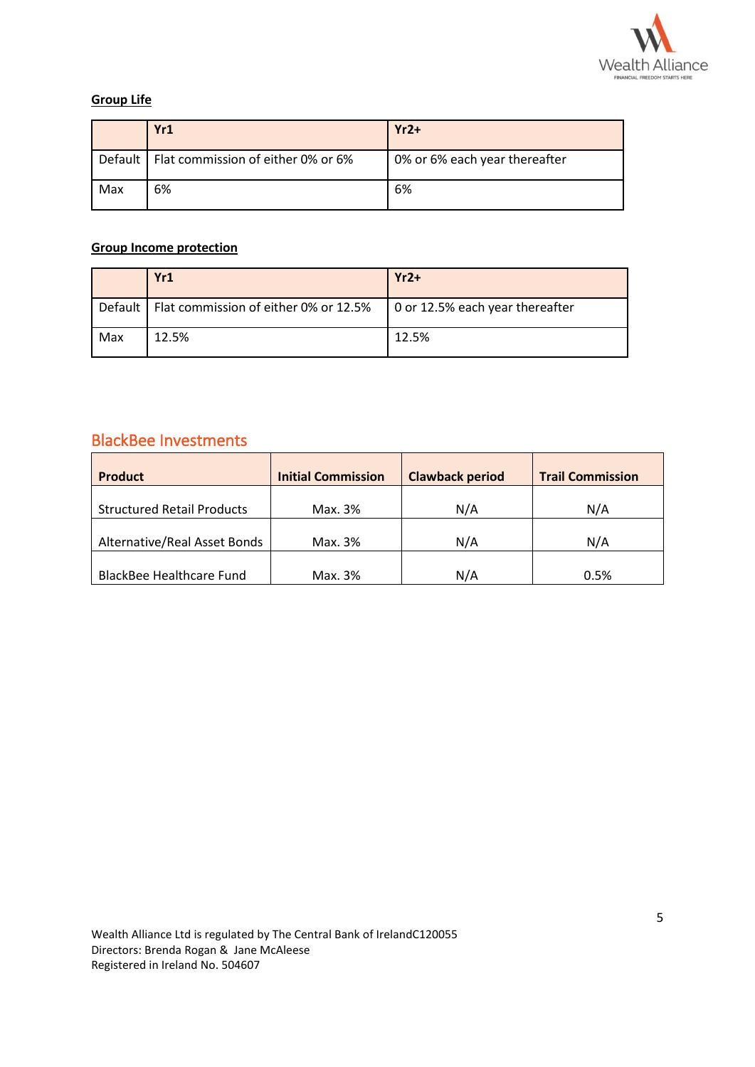**Group Life**

| | Yr1 | Yr2+ |
|---|---|---|
| Default | Flat commission of either 0% or 6% | 0% or 6% each year thereafter |
| Max | 6% | 6% |

**Group Income protection**

| | Yr1 | Yr2+ |
|---|---|---|
| Default | Flat commission of either 0% or 12.5% | 0 or 12.5% each year thereafter |
| Max | 12.5% | 12.5% |

## BlackBee Investments

| Product | Initial Commission | Clawback period | Trail Commission |
|---|---|---|---|
| Structured Retail Products | Max. 3% | N/A | N/A |
| Alternative/Real Asset Bonds | Max. 3% | N/A | N/A |
| BlackBee Healthcare Fund | Max. 3% | N/A | 0.5% |

Wealth Alliance Ltd is regulated by The Central Bank of IrelandC120055
Directors: Brenda Rogan & Jane McAleese
Registered in Ireland No. 504607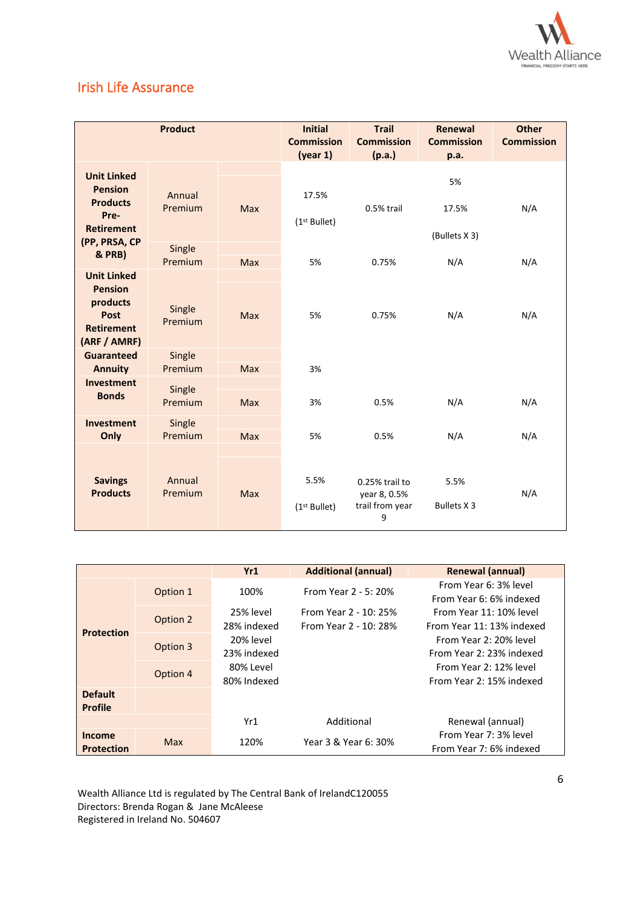## Irish Life Assurance

| Product | | | Initial Commission (year 1) | Trail Commission (p.a.) | Renewal Commission p.a. | Other Commission |
|---|---|---|---|---|---|---|
| Unit Linked Pension Products Pre-Retirement (PP, PRSA, CP & PRB) | Annual Premium | Max | 17.5% (1st Bullet) | 0.5% trail | 5% 17.5% (Bullets X 3) | N/A |
| | Single Premium | Max | 5% | 0.75% | N/A | N/A |
| Unit Linked Pension products Post Retirement (ARF / AMRF) | Single Premium | Max | 5% | 0.75% | N/A | N/A |
| Guaranteed Annuity | Single Premium | Max | 3% | | | |
| Investment Bonds | Single Premium | Max | 3% | 0.5% | N/A | N/A |
| Investment Only | Single Premium | Max | 5% | 0.5% | N/A | N/A |
| Savings Products | Annual Premium | Max | 5.5% (1st Bullet) | 0.25% trail to year 8, 0.5% trail from year 9 | 5.5% Bullets X 3 | N/A |

| | | Yr1 | Additional (annual) | Renewal (annual) |
|---|---|---|---|---|
| Protection | Option 1 | 100% | From Year 2 - 5: 20% | From Year 6: 3% level From Year 6: 6% indexed |
| | Option 2 | 25% level 28% indexed | From Year 2 - 10: 25% From Year 2 - 10: 28% | From Year 11: 10% level From Year 11: 13% indexed |
| | Option 3 | 20% level 23% indexed | | From Year 2: 20% level From Year 2: 23% indexed |
| | Option 4 | 80% Level 80% Indexed | | From Year 2: 12% level From Year 2: 15% indexed |
| Default Profile | | | | |
| | | Yr1 | Additional | Renewal (annual) |
| Income Protection | Max | 120% | Year 3 & Year 6: 30% | From Year 7: 3% level From Year 7: 6% indexed |

Wealth Alliance Ltd is regulated by The Central Bank of IrelandC120055
Directors: Brenda Rogan & Jane McAleese
Registered in Ireland No. 504607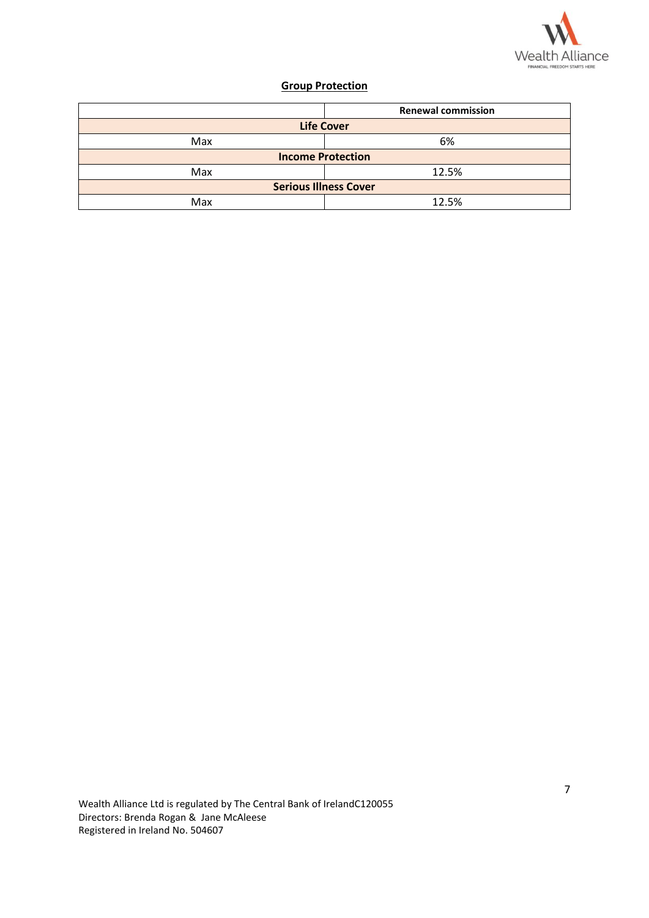## Group Protection

| | Renewal commission |
|---|---|
| **Life Cover** | |
| Max | 6% |
| **Income Protection** | |
| Max | 12.5% |
| **Serious Illness Cover** | |
| Max | 12.5% |

Wealth Alliance Ltd is regulated by The Central Bank of IrelandC120055
Directors: Brenda Rogan & Jane McAleese
Registered in Ireland No. 504607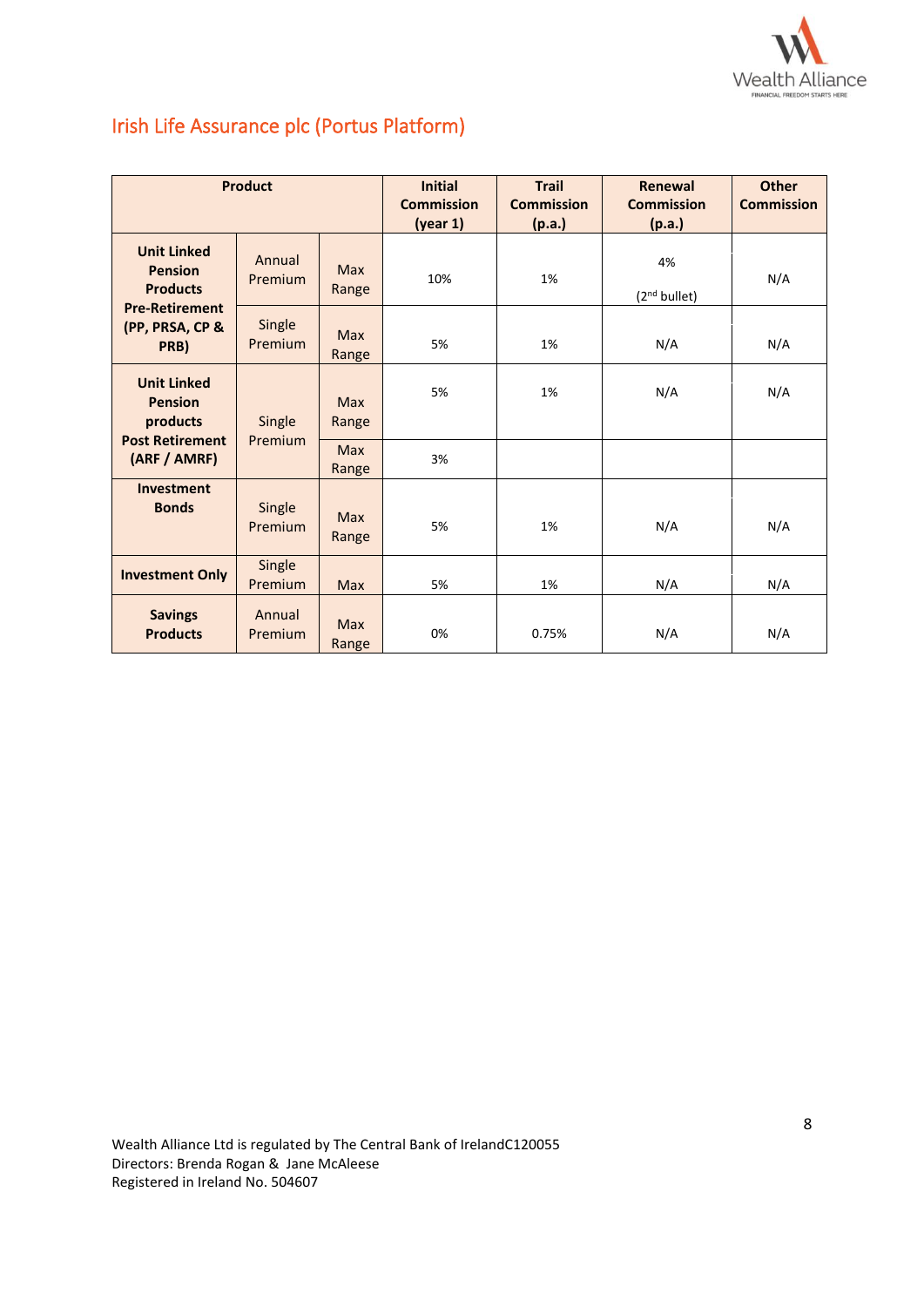## Irish Life Assurance plc (Portus Platform)

| Product | | | Initial Commission (year 1) | Trail Commission (p.a.) | Renewal Commission (p.a.) | Other Commission |
|---|---|---|---|---|---|---|
| **Unit Linked Pension Products Pre-Retirement (PP, PRSA, CP & PRB)** | Annual Premium | Max Range | 10% | 1% | 4% (2nd bullet) | N/A |
| | Single Premium | Max Range | 5% | 1% | N/A | N/A |
| **Unit Linked Pension products Post Retirement (ARF / AMRF)** | Single Premium | Max Range | 5% | 1% | N/A | N/A |
| | | Max Range | 3% | | | |
| **Investment Bonds** | Single Premium | Max Range | 5% | 1% | N/A | N/A |
| **Investment Only** | Single Premium | Max | 5% | 1% | N/A | N/A |
| **Savings Products** | Annual Premium | Max Range | 0% | 0.75% | N/A | N/A |

Wealth Alliance Ltd is regulated by The Central Bank of IrelandC120055
Directors: Brenda Rogan & Jane McAleese
Registered in Ireland No. 504607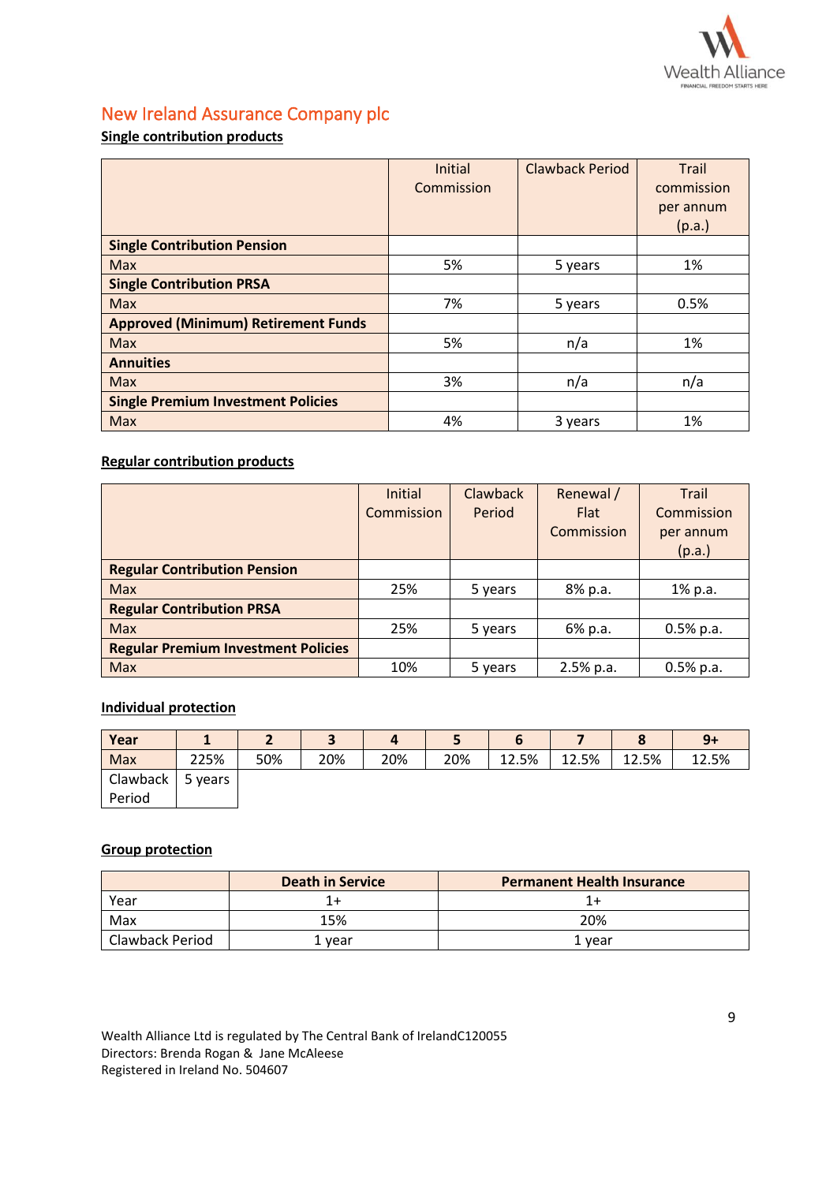## New Ireland Assurance Company plc

**Single contribution products**

| | Initial Commission | Clawback Period | Trail commission per annum (p.a.) |
|---|---|---|---|
| **Single Contribution Pension** | | | |
| Max | 5% | 5 years | 1% |
| **Single Contribution PRSA** | | | |
| Max | 7% | 5 years | 0.5% |
| **Approved (Minimum) Retirement Funds** | | | |
| Max | 5% | n/a | 1% |
| **Annuities** | | | |
| Max | 3% | n/a | n/a |
| **Single Premium Investment Policies** | | | |
| Max | 4% | 3 years | 1% |

**Regular contribution products**

| | Initial Commission | Clawback Period | Renewal / Flat Commission | Trail Commission per annum (p.a.) |
|---|---|---|---|---|
| **Regular Contribution Pension** | | | | |
| Max | 25% | 5 years | 8% p.a. | 1% p.a. |
| **Regular Contribution PRSA** | | | | |
| Max | 25% | 5 years | 6% p.a. | 0.5% p.a. |
| **Regular Premium Investment Policies** | | | | |
| Max | 10% | 5 years | 2.5% p.a. | 0.5% p.a. |

**Individual protection**

| Year | 1 | 2 | 3 | 4 | 5 | 6 | 7 | 8 | 9+ |
|---|---|---|---|---|---|---|---|---|---|
| Max | 225% | 50% | 20% | 20% | 20% | 12.5% | 12.5% | 12.5% | 12.5% |
| Clawback Period | 5 years | | | | | | | | |

**Group protection**

| | Death in Service | Permanent Health Insurance |
|---|---|---|
| Year | 1+ | 1+ |
| Max | 15% | 20% |
| Clawback Period | 1 year | 1 year |

Wealth Alliance Ltd is regulated by The Central Bank of IrelandC120055
Directors: Brenda Rogan & Jane McAleese
Registered in Ireland No. 504607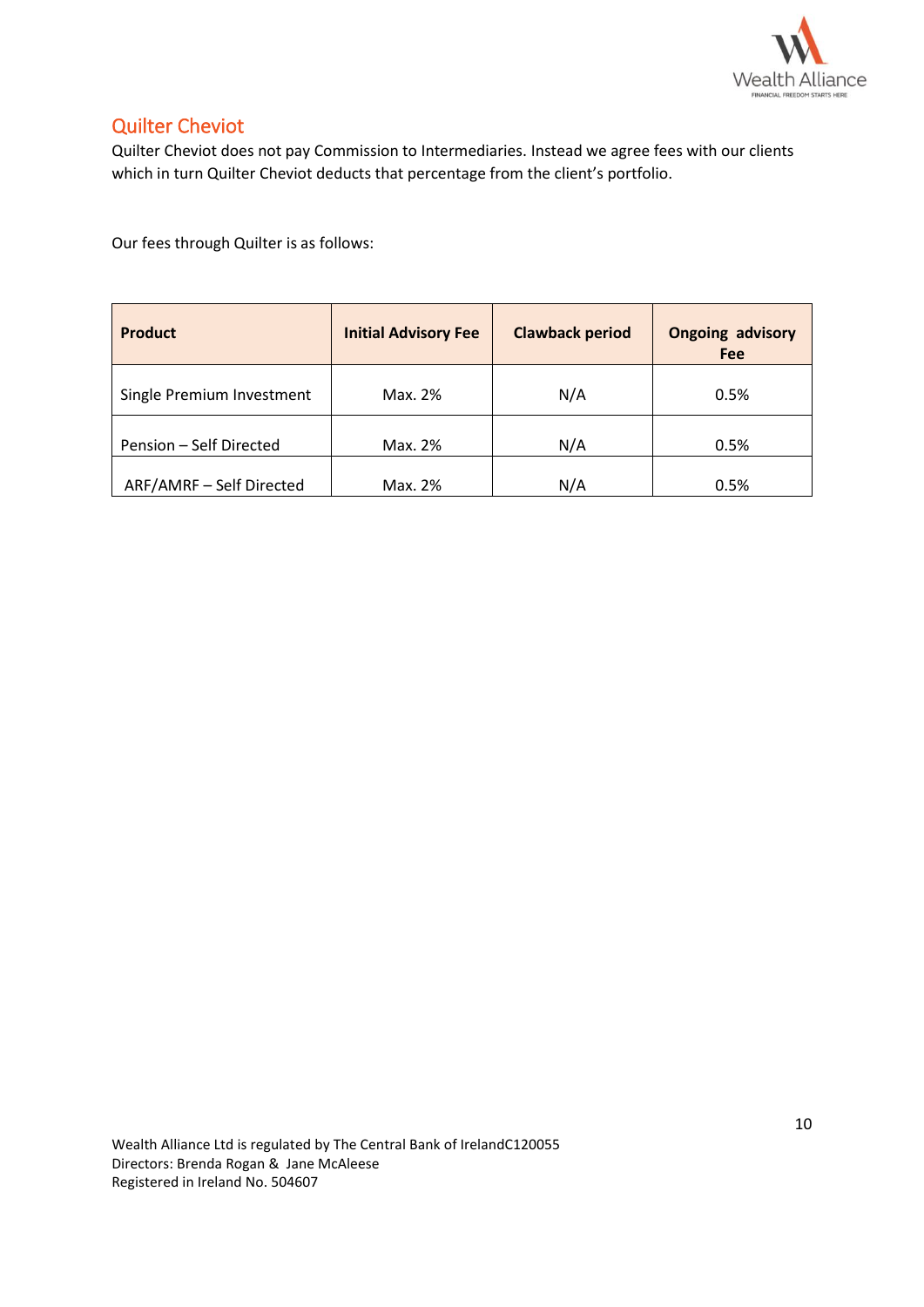## Quilter Cheviot

Quilter Cheviot does not pay Commission to Intermediaries. Instead we agree fees with our clients which in turn Quilter Cheviot deducts that percentage from the client's portfolio.

Our fees through Quilter is as follows:

| Product | Initial Advisory Fee | Clawback period | Ongoing advisory Fee |
|---|---|---|---|
| Single Premium Investment | Max. 2% | N/A | 0.5% |
| Pension – Self Directed | Max. 2% | N/A | 0.5% |
| ARF/AMRF – Self Directed | Max. 2% | N/A | 0.5% |

Wealth Alliance Ltd is regulated by The Central Bank of IrelandC120055
Directors: Brenda Rogan & Jane McAleese
Registered in Ireland No. 504607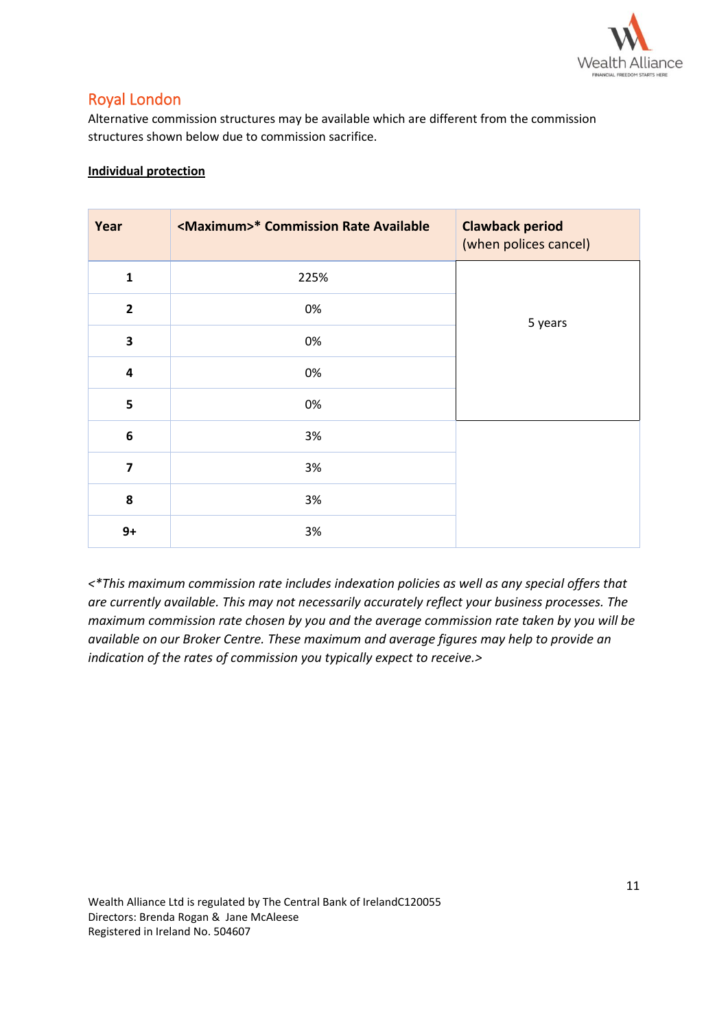## Royal London

Alternative commission structures may be available which are different from the commission structures shown below due to commission sacrifice.

**Individual protection**

| Year | <Maximum>* Commission Rate Available | Clawback period (when polices cancel) |
|---|---|---|
| 1 | 225% | 5 years |
| 2 | 0% | |
| 3 | 0% | |
| 4 | 0% | |
| 5 | 0% | |
| 6 | 3% | |
| 7 | 3% | |
| 8 | 3% | |
| 9+ | 3% | |

*<*This maximum commission rate includes indexation policies as well as any special offers that are currently available. This may not necessarily accurately reflect your business processes. The maximum commission rate chosen by you and the average commission rate taken by you will be available on our Broker Centre. These maximum and average figures may help to provide an indication of the rates of commission you typically expect to receive.>*

Wealth Alliance Ltd is regulated by The Central Bank of IrelandC120055
Directors: Brenda Rogan & Jane McAleese
Registered in Ireland No. 504607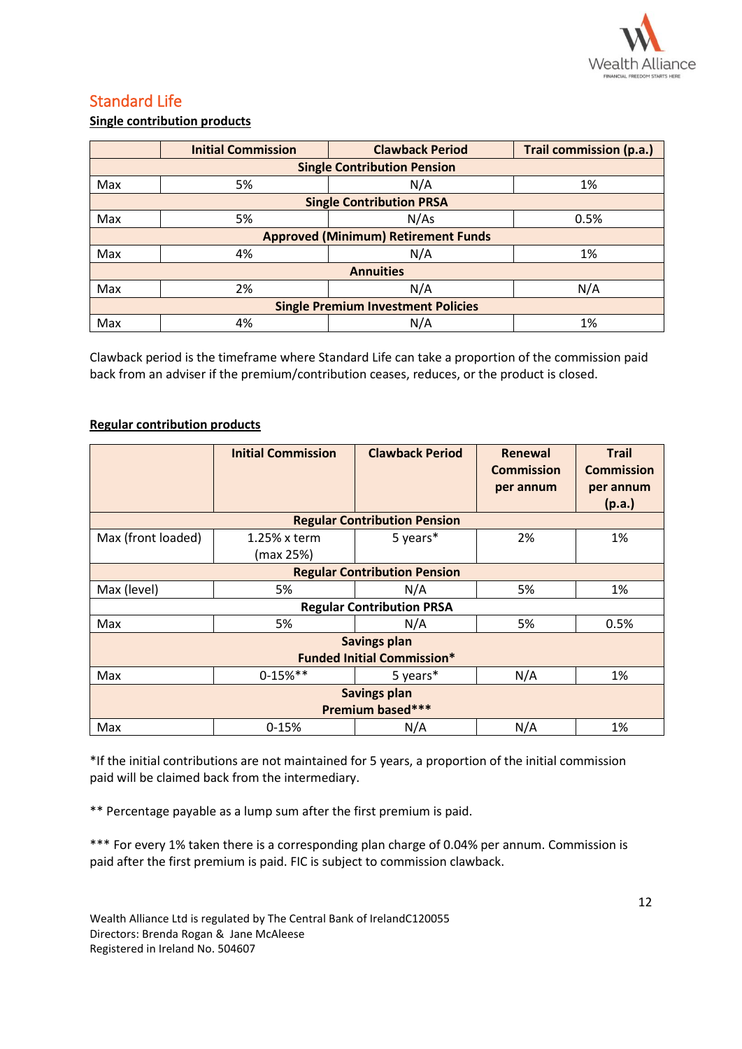## Standard Life

**Single contribution products**

| | Initial Commission | Clawback Period | Trail commission (p.a.) |
|---|---|---|---|
| **Single Contribution Pension** | | | |
| Max | 5% | N/A | 1% |
| **Single Contribution PRSA** | | | |
| Max | 5% | N/As | 0.5% |
| **Approved (Minimum) Retirement Funds** | | | |
| Max | 4% | N/A | 1% |
| **Annuities** | | | |
| Max | 2% | N/A | N/A |
| **Single Premium Investment Policies** | | | |
| Max | 4% | N/A | 1% |

Clawback period is the timeframe where Standard Life can take a proportion of the commission paid back from an adviser if the premium/contribution ceases, reduces, or the product is closed.

**Regular contribution products**

| | Initial Commission | Clawback Period | Renewal Commission per annum | Trail Commission per annum (p.a.) |
|---|---|---|---|---|
| **Regular Contribution Pension** | | | | |
| Max (front loaded) | 1.25% x term (max 25%) | 5 years* | 2% | 1% |
| **Regular Contribution Pension** | | | | |
| Max (level) | 5% | N/A | 5% | 1% |
| **Regular Contribution PRSA** | | | | |
| Max | 5% | N/A | 5% | 0.5% |
| **Savings plan Funded Initial Commission*** | | | | |
| Max | 0-15%** | 5 years* | N/A | 1% |
| **Savings plan Premium based***** | | | | |
| Max | 0-15% | N/A | N/A | 1% |

*If the initial contributions are not maintained for 5 years, a proportion of the initial commission paid will be claimed back from the intermediary.

** Percentage payable as a lump sum after the first premium is paid.

*** For every 1% taken there is a corresponding plan charge of 0.04% per annum. Commission is paid after the first premium is paid. FIC is subject to commission clawback.

Wealth Alliance Ltd is regulated by The Central Bank of IrelandC120055
Directors: Brenda Rogan & Jane McAleese
Registered in Ireland No. 504607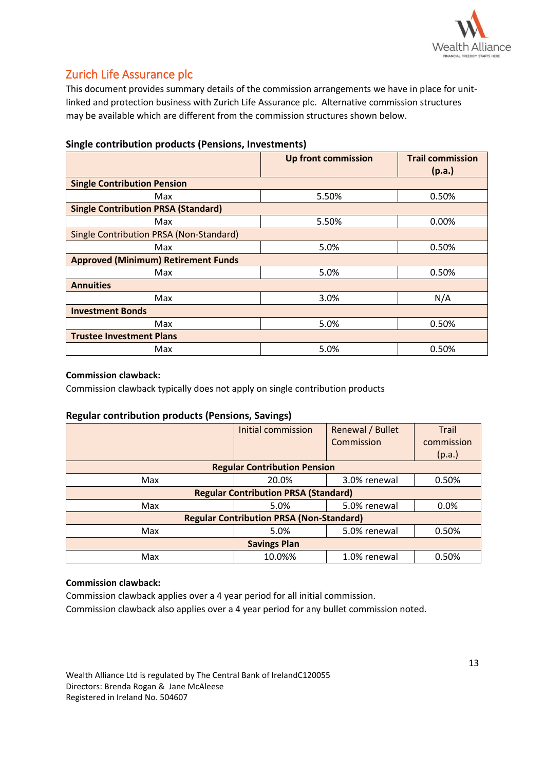## Zurich Life Assurance plc

This document provides summary details of the commission arrangements we have in place for unit-linked and protection business with Zurich Life Assurance plc. Alternative commission structures may be available which are different from the commission structures shown below.

**Single contribution products (Pensions, Investments)**

| | Up front commission | Trail commission (p.a.) |
|---|---|---|
| **Single Contribution Pension** | | |
| Max | 5.50% | 0.50% |
| **Single Contribution PRSA (Standard)** | | |
| Max | 5.50% | 0.00% |
| Single Contribution PRSA (Non-Standard) | | |
| Max | 5.0% | 0.50% |
| **Approved (Minimum) Retirement Funds** | | |
| Max | 5.0% | 0.50% |
| **Annuities** | | |
| Max | 3.0% | N/A |
| **Investment Bonds** | | |
| Max | 5.0% | 0.50% |
| **Trustee Investment Plans** | | |
| Max | 5.0% | 0.50% |

**Commission clawback:**
Commission clawback typically does not apply on single contribution products

**Regular contribution products (Pensions, Savings)**

| | Initial commission | Renewal / Bullet Commission | Trail commission (p.a.) |
|---|---|---|---|
| **Regular Contribution Pension** | | | |
| Max | 20.0% | 3.0% renewal | 0.50% |
| **Regular Contribution PRSA (Standard)** | | | |
| Max | 5.0% | 5.0% renewal | 0.0% |
| **Regular Contribution PRSA (Non-Standard)** | | | |
| Max | 5.0% | 5.0% renewal | 0.50% |
| **Savings Plan** | | | |
| Max | 10.0%% | 1.0% renewal | 0.50% |

**Commission clawback:**
Commission clawback applies over a 4 year period for all initial commission.
Commission clawback also applies over a 4 year period for any bullet commission noted.

Wealth Alliance Ltd is regulated by The Central Bank of IrelandC120055
Directors: Brenda Rogan & Jane McAleese
Registered in Ireland No. 504607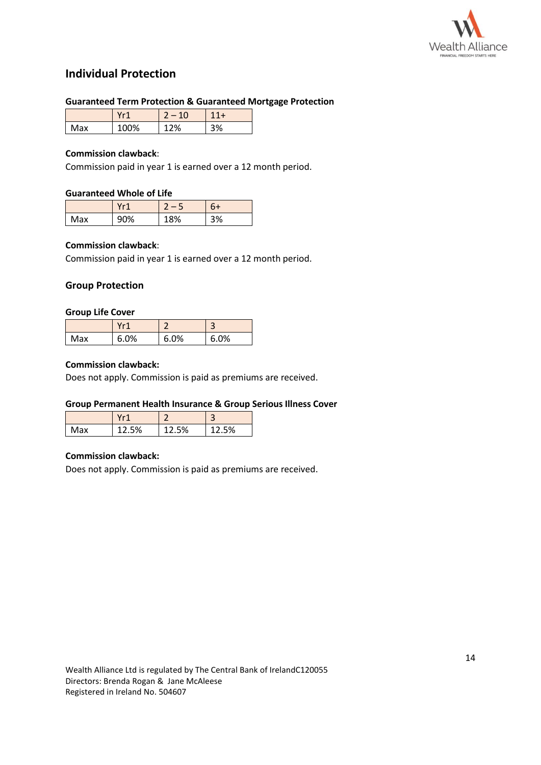## Individual Protection

### Guaranteed Term Protection & Guaranteed Mortgage Protection

| | Yr1 | 2 – 10 | 11+ |
|---|---|---|---|
| Max | 100% | 12% | 3% |

**Commission clawback**:
Commission paid in year 1 is earned over a 12 month period.

### Guaranteed Whole of Life

| | Yr1 | 2 – 5 | 6+ |
|---|---|---|---|
| Max | 90% | 18% | 3% |

**Commission clawback**:
Commission paid in year 1 is earned over a 12 month period.

## Group Protection

### Group Life Cover

| | Yr1 | 2 | 3 |
|---|---|---|---|
| Max | 6.0% | 6.0% | 6.0% |

**Commission clawback:**
Does not apply. Commission is paid as premiums are received.

### Group Permanent Health Insurance & Group Serious Illness Cover

| | Yr1 | 2 | 3 |
|---|---|---|---|
| Max | 12.5% | 12.5% | 12.5% |

**Commission clawback:**
Does not apply. Commission is paid as premiums are received.

Wealth Alliance Ltd is regulated by The Central Bank of IrelandC120055
Directors: Brenda Rogan & Jane McAleese
Registered in Ireland No. 504607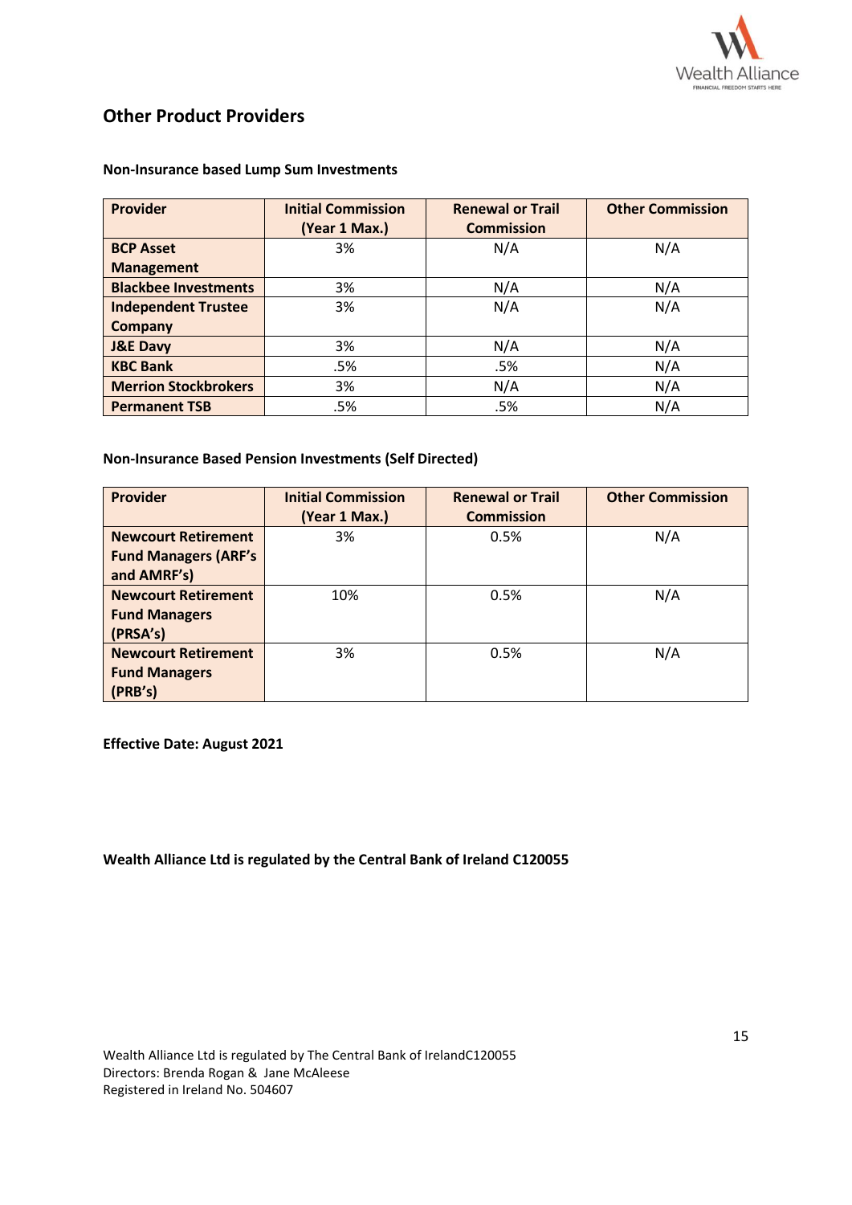## Other Product Providers

### Non-Insurance based Lump Sum Investments

| Provider | Initial Commission (Year 1 Max.) | Renewal or Trail Commission | Other Commission |
|---|---|---|---|
| **BCP Asset Management** | 3% | N/A | N/A |
| **Blackbee Investments** | 3% | N/A | N/A |
| **Independent Trustee Company** | 3% | N/A | N/A |
| **J&E Davy** | 3% | N/A | N/A |
| **KBC Bank** | .5% | .5% | N/A |
| **Merrion Stockbrokers** | 3% | N/A | N/A |
| **Permanent TSB** | .5% | .5% | N/A |

### Non-Insurance Based Pension Investments (Self Directed)

| Provider | Initial Commission (Year 1 Max.) | Renewal or Trail Commission | Other Commission |
|---|---|---|---|
| **Newcourt Retirement Fund Managers (ARF's and AMRF's)** | 3% | 0.5% | N/A |
| **Newcourt Retirement Fund Managers (PRSA's)** | 10% | 0.5% | N/A |
| **Newcourt Retirement Fund Managers (PRB's)** | 3% | 0.5% | N/A |

**Effective Date: August 2021**

**Wealth Alliance Ltd is regulated by the Central Bank of Ireland C120055**

Wealth Alliance Ltd is regulated by The Central Bank of IrelandC120055
Directors: Brenda Rogan & Jane McAleese
Registered in Ireland No. 504607